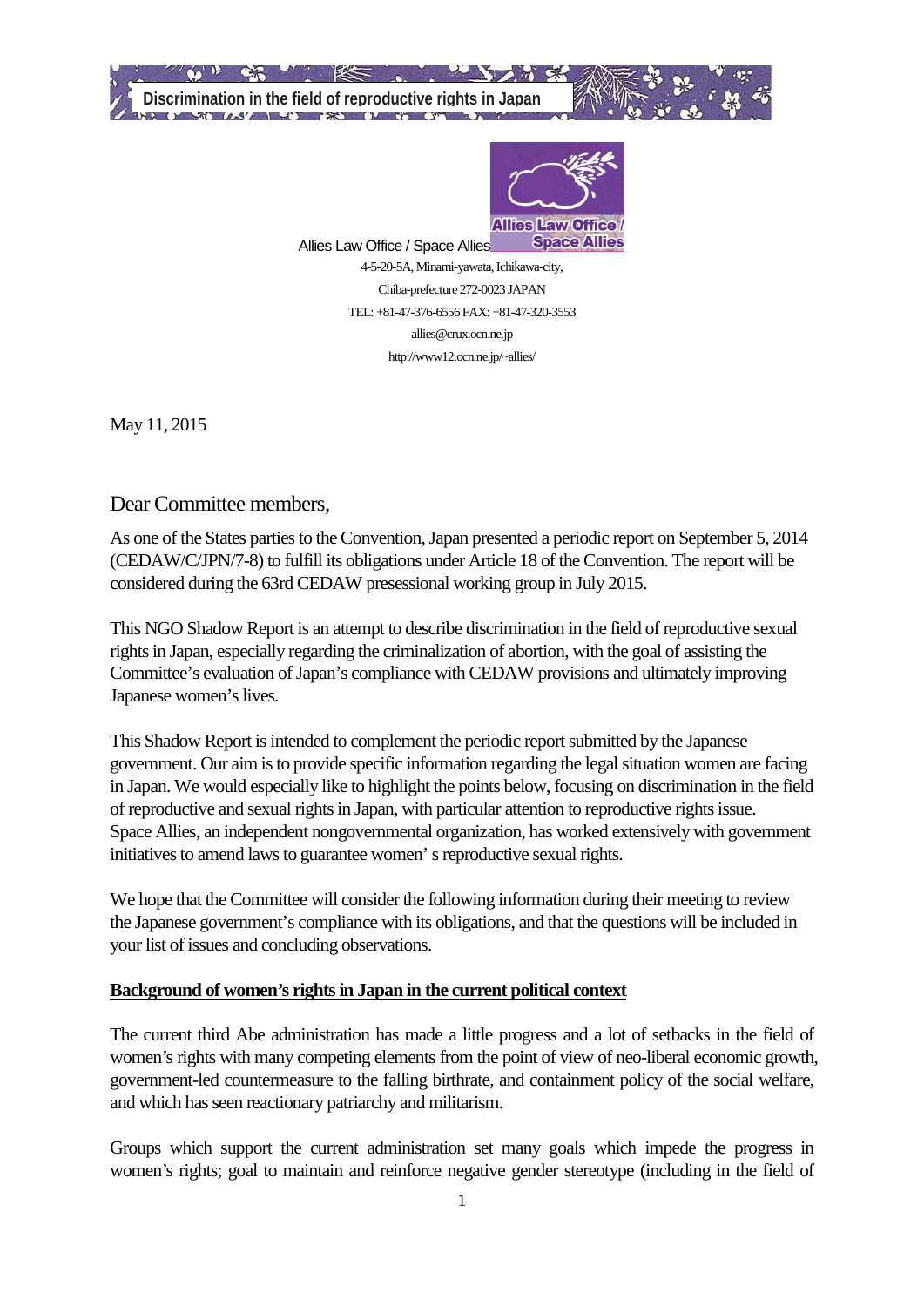**Discrimination in the field of reproductive rights in Japan**

Allies Law Office / Space Allies

4-5-20-5A, Minami-yawata, Ichikawa-city,
Chiba-prefecture 272-0023 JAPAN
TEL: +81-47-376-6556 FAX: +81-47-320-3553
allies@crux.ocn.ne.jp
http://www12.ocn.ne.jp/~allies/

May 11, 2015

Dear Committee members,

As one of the States parties to the Convention, Japan presented a periodic report on September 5, 2014 (CEDAW/C/JPN/7-8) to fulfill its obligations under Article 18 of the Convention. The report will be considered during the 63rd CEDAW presessional working group in July 2015.

This NGO Shadow Report is an attempt to describe discrimination in the field of reproductive sexual rights in Japan, especially regarding the criminalization of abortion, with the goal of assisting the Committee's evaluation of Japan's compliance with CEDAW provisions and ultimately improving Japanese women's lives.

This Shadow Report is intended to complement the periodic report submitted by the Japanese government. Our aim is to provide specific information regarding the legal situation women are facing in Japan. We would especially like to highlight the points below, focusing on discrimination in the field of reproductive and sexual rights in Japan, with particular attention to reproductive rights issue. Space Allies, an independent nongovernmental organization, has worked extensively with government initiatives to amend laws to guarantee women' s reproductive sexual rights.

We hope that the Committee will consider the following information during their meeting to review the Japanese government's compliance with its obligations, and that the questions will be included in your list of issues and concluding observations.

**Background of women's rights in Japan in the current political context**

The current third Abe administration has made a little progress and a lot of setbacks in the field of women's rights with many competing elements from the point of view of neo-liberal economic growth, government-led countermeasure to the falling birthrate, and containment policy of the social welfare, and which has seen reactionary patriarchy and militarism.

Groups which support the current administration set many goals which impede the progress in women's rights; goal to maintain and reinforce negative gender stereotype (including in the field of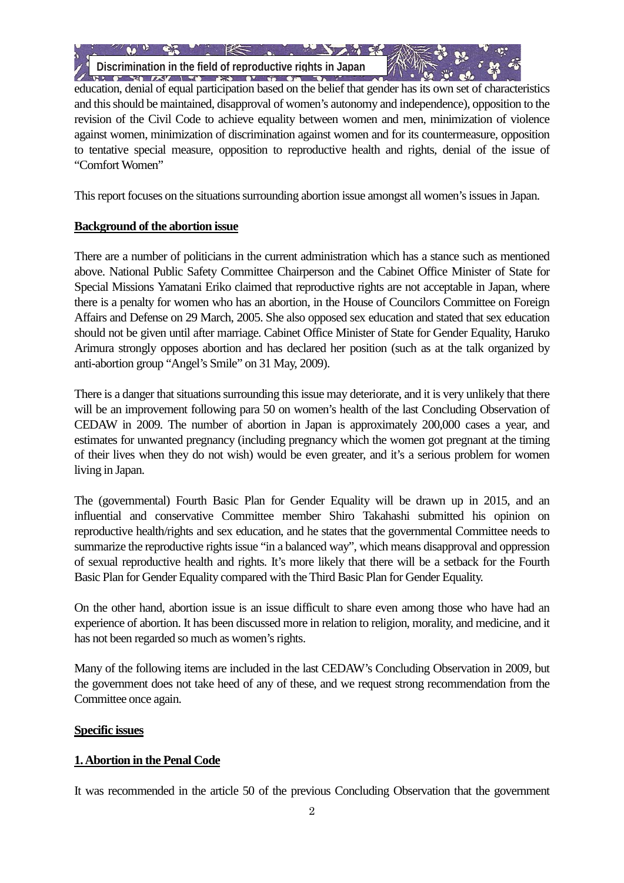education, denial of equal participation based on the belief that gender has its own set of characteristics and this should be maintained, disapproval of women's autonomy and independence), opposition to the revision of the Civil Code to achieve equality between women and men, minimization of violence against women, minimization of discrimination against women and for its countermeasure, opposition to tentative special measure, opposition to reproductive health and rights, denial of the issue of "Comfort Women"

This report focuses on the situations surrounding abortion issue amongst all women's issues in Japan.

**Background of the abortion issue**

There are a number of politicians in the current administration which has a stance such as mentioned above. National Public Safety Committee Chairperson and the Cabinet Office Minister of State for Special Missions Yamatani Eriko claimed that reproductive rights are not acceptable in Japan, where there is a penalty for women who has an abortion, in the House of Councilors Committee on Foreign Affairs and Defense on 29 March, 2005. She also opposed sex education and stated that sex education should not be given until after marriage. Cabinet Office Minister of State for Gender Equality, Haruko Arimura strongly opposes abortion and has declared her position (such as at the talk organized by anti-abortion group "Angel's Smile" on 31 May, 2009).

There is a danger that situations surrounding this issue may deteriorate, and it is very unlikely that there will be an improvement following para 50 on women's health of the last Concluding Observation of CEDAW in 2009. The number of abortion in Japan is approximately 200,000 cases a year, and estimates for unwanted pregnancy (including pregnancy which the women got pregnant at the timing of their lives when they do not wish) would be even greater, and it's a serious problem for women living in Japan.

The (governmental) Fourth Basic Plan for Gender Equality will be drawn up in 2015, and an influential and conservative Committee member Shiro Takahashi submitted his opinion on reproductive health/rights and sex education, and he states that the governmental Committee needs to summarize the reproductive rights issue "in a balanced way", which means disapproval and oppression of sexual reproductive health and rights. It's more likely that there will be a setback for the Fourth Basic Plan for Gender Equality compared with the Third Basic Plan for Gender Equality.

On the other hand, abortion issue is an issue difficult to share even among those who have had an experience of abortion. It has been discussed more in relation to religion, morality, and medicine, and it has not been regarded so much as women's rights.

Many of the following items are included in the last CEDAW's Concluding Observation in 2009, but the government does not take heed of any of these, and we request strong recommendation from the Committee once again.

**Specific issues**

**1. Abortion in the Penal Code**

It was recommended in the article 50 of the previous Concluding Observation that the government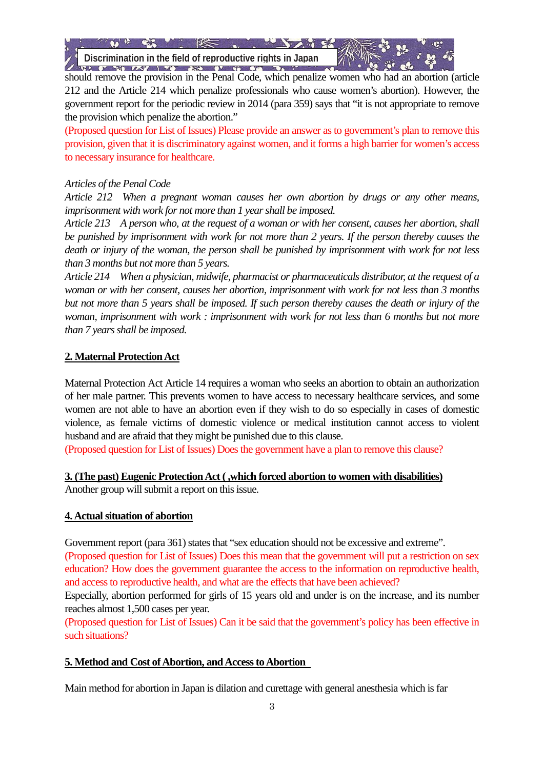should remove the provision in the Penal Code, which penalize women who had an abortion (article 212 and the Article 214 which penalize professionals who cause women's abortion). However, the government report for the periodic review in 2014 (para 359) says that "it is not appropriate to remove the provision which penalize the abortion."

(Proposed question for List of Issues) Please provide an answer as to government's plan to remove this provision, given that it is discriminatory against women, and it forms a high barrier for women's access to necessary insurance for healthcare.

*Articles of the Penal Code*

*Article 212　When a pregnant woman causes her own abortion by drugs or any other means, imprisonment with work for not more than 1 year shall be imposed.*

*Article 213　A person who, at the request of a woman or with her consent, causes her abortion, shall be punished by imprisonment with work for not more than 2 years. If the person thereby causes the death or injury of the woman, the person shall be punished by imprisonment with work for not less than 3 months but not more than 5 years.*

*Article 214　When a physician, midwife, pharmacist or pharmaceuticals distributor, at the request of a woman or with her consent, causes her abortion, imprisonment with work for not less than 3 months but not more than 5 years shall be imposed. If such person thereby causes the death or injury of the woman, imprisonment with work : imprisonment with work for not less than 6 months but not more than 7 years shall be imposed.*

## 2. Maternal Protection Act

Maternal Protection Act Article 14 requires a woman who seeks an abortion to obtain an authorization of her male partner. This prevents women to have access to necessary healthcare services, and some women are not able to have an abortion even if they wish to do so especially in cases of domestic violence, as female victims of domestic violence or medical institution cannot access to violent husband and are afraid that they might be punished due to this clause.

(Proposed question for List of Issues) Does the government have a plan to remove this clause?

## 3. (The past) Eugenic Protection Act ( ,which forced abortion to women with disabilities)

Another group will submit a report on this issue.

## 4. Actual situation of abortion

Government report (para 361) states that "sex education should not be excessive and extreme".

(Proposed question for List of Issues) Does this mean that the government will put a restriction on sex education? How does the government guarantee the access to the information on reproductive health, and access to reproductive health, and what are the effects that have been achieved?

Especially, abortion performed for girls of 15 years old and under is on the increase, and its number reaches almost 1,500 cases per year.

(Proposed question for List of Issues) Can it be said that the government's policy has been effective in such situations?

## 5. Method and Cost of Abortion, and Access to Abortion

Main method for abortion in Japan is dilation and curettage with general anesthesia which is far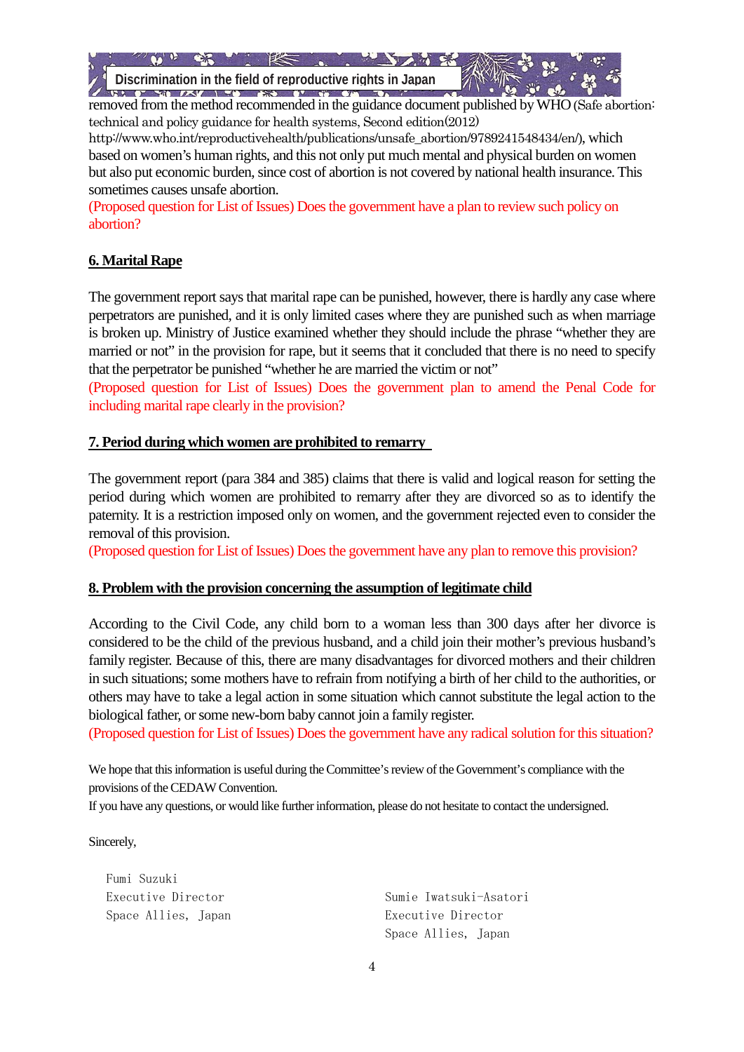removed from the method recommended in the guidance document published by WHO (Safe abortion: technical and policy guidance for health systems, Second edition(2012)
http://www.who.int/reproductivehealth/publications/unsafe_abortion/9789241548434/en/), which based on women's human rights, and this not only put much mental and physical burden on women but also put economic burden, since cost of abortion is not covered by national health insurance. This sometimes causes unsafe abortion.
(Proposed question for List of Issues) Does the government have a plan to review such policy on abortion?

## 6. Marital Rape

The government report says that marital rape can be punished, however, there is hardly any case where perpetrators are punished, and it is only limited cases where they are punished such as when marriage is broken up. Ministry of Justice examined whether they should include the phrase "whether they are married or not" in the provision for rape, but it seems that it concluded that there is no need to specify that the perpetrator be punished "whether he are married the victim or not"
(Proposed question for List of Issues) Does the government plan to amend the Penal Code for including marital rape clearly in the provision?

## 7. Period during which women are prohibited to remarry

The government report (para 384 and 385) claims that there is valid and logical reason for setting the period during which women are prohibited to remarry after they are divorced so as to identify the paternity. It is a restriction imposed only on women, and the government rejected even to consider the removal of this provision.
(Proposed question for List of Issues) Does the government have any plan to remove this provision?

## 8. Problem with the provision concerning the assumption of legitimate child

According to the Civil Code, any child born to a woman less than 300 days after her divorce is considered to be the child of the previous husband, and a child join their mother's previous husband's family register. Because of this, there are many disadvantages for divorced mothers and their children in such situations; some mothers have to refrain from notifying a birth of her child to the authorities, or others may have to take a legal action in some situation which cannot substitute the legal action to the biological father, or some new-born baby cannot join a family register.
(Proposed question for List of Issues) Does the government have any radical solution for this situation?

We hope that this information is useful during the Committee's review of the Government's compliance with the provisions of the CEDAW Convention.
If you have any questions, or would like further information, please do not hesitate to contact the undersigned.

Sincerely,

Fumi Suzuki
Executive Director
Space Allies, Japan

Sumie Iwatsuki-Asatori
Executive Director
Space Allies, Japan